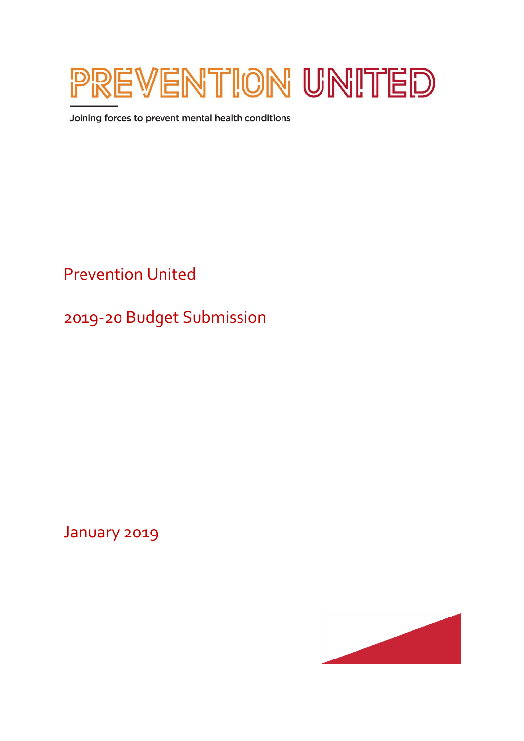# PREVENTION UNITED

Joining forces to prevent mental health conditions

Prevention United

2019-20 Budget Submission

January 2019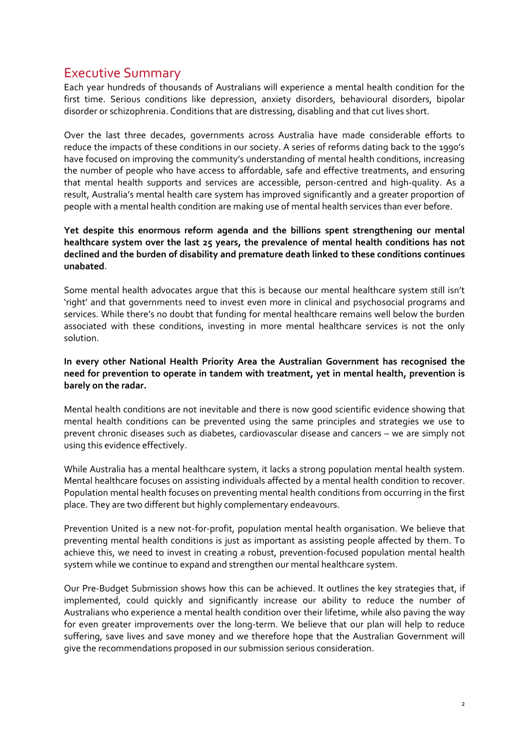## Executive Summary

Each year hundreds of thousands of Australians will experience a mental health condition for the first time. Serious conditions like depression, anxiety disorders, behavioural disorders, bipolar disorder or schizophrenia. Conditions that are distressing, disabling and that cut lives short.

Over the last three decades, governments across Australia have made considerable efforts to reduce the impacts of these conditions in our society. A series of reforms dating back to the 1990's have focused on improving the community's understanding of mental health conditions, increasing the number of people who have access to affordable, safe and effective treatments, and ensuring that mental health supports and services are accessible, person-centred and high-quality. As a result, Australia's mental health care system has improved significantly and a greater proportion of people with a mental health condition are making use of mental health services than ever before.

**Yet despite this enormous reform agenda and the billions spent strengthening our mental healthcare system over the last 25 years, the prevalence of mental health conditions has not declined and the burden of disability and premature death linked to these conditions continues unabated**.

Some mental health advocates argue that this is because our mental healthcare system still isn't 'right' and that governments need to invest even more in clinical and psychosocial programs and services. While there's no doubt that funding for mental healthcare remains well below the burden associated with these conditions, investing in more mental healthcare services is not the only solution.

**In every other National Health Priority Area the Australian Government has recognised the need for prevention to operate in tandem with treatment, yet in mental health, prevention is barely on the radar.**

Mental health conditions are not inevitable and there is now good scientific evidence showing that mental health conditions can be prevented using the same principles and strategies we use to prevent chronic diseases such as diabetes, cardiovascular disease and cancers – we are simply not using this evidence effectively.

While Australia has a mental healthcare system, it lacks a strong population mental health system. Mental healthcare focuses on assisting individuals affected by a mental health condition to recover. Population mental health focuses on preventing mental health conditions from occurring in the first place. They are two different but highly complementary endeavours.

Prevention United is a new not-for-profit, population mental health organisation. We believe that preventing mental health conditions is just as important as assisting people affected by them. To achieve this, we need to invest in creating a robust, prevention-focused population mental health system while we continue to expand and strengthen our mental healthcare system.

Our Pre-Budget Submission shows how this can be achieved. It outlines the key strategies that, if implemented, could quickly and significantly increase our ability to reduce the number of Australians who experience a mental health condition over their lifetime, while also paving the way for even greater improvements over the long-term. We believe that our plan will help to reduce suffering, save lives and save money and we therefore hope that the Australian Government will give the recommendations proposed in our submission serious consideration.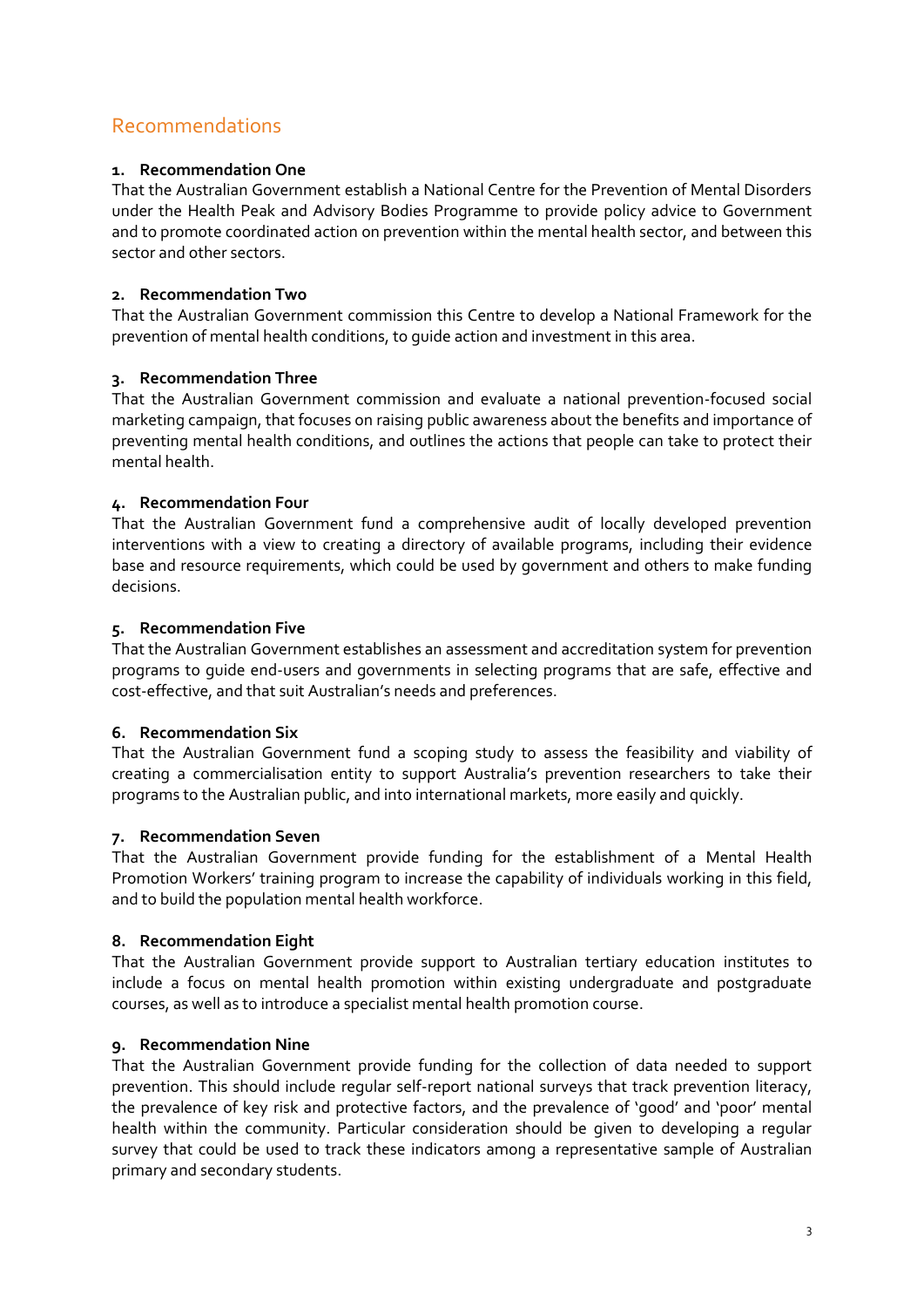## Recommendations

### 1. Recommendation One

That the Australian Government establish a National Centre for the Prevention of Mental Disorders under the Health Peak and Advisory Bodies Programme to provide policy advice to Government and to promote coordinated action on prevention within the mental health sector, and between this sector and other sectors.

### 2. Recommendation Two

That the Australian Government commission this Centre to develop a National Framework for the prevention of mental health conditions, to guide action and investment in this area.

### 3. Recommendation Three

That the Australian Government commission and evaluate a national prevention-focused social marketing campaign, that focuses on raising public awareness about the benefits and importance of preventing mental health conditions, and outlines the actions that people can take to protect their mental health.

### 4. Recommendation Four

That the Australian Government fund a comprehensive audit of locally developed prevention interventions with a view to creating a directory of available programs, including their evidence base and resource requirements, which could be used by government and others to make funding decisions.

### 5. Recommendation Five

That the Australian Government establishes an assessment and accreditation system for prevention programs to guide end-users and governments in selecting programs that are safe, effective and cost-effective, and that suit Australian's needs and preferences.

### 6. Recommendation Six

That the Australian Government fund a scoping study to assess the feasibility and viability of creating a commercialisation entity to support Australia's prevention researchers to take their programs to the Australian public, and into international markets, more easily and quickly.

### 7. Recommendation Seven

That the Australian Government provide funding for the establishment of a Mental Health Promotion Workers' training program to increase the capability of individuals working in this field, and to build the population mental health workforce.

### 8. Recommendation Eight

That the Australian Government provide support to Australian tertiary education institutes to include a focus on mental health promotion within existing undergraduate and postgraduate courses, as well as to introduce a specialist mental health promotion course.

### 9. Recommendation Nine

That the Australian Government provide funding for the collection of data needed to support prevention. This should include regular self-report national surveys that track prevention literacy, the prevalence of key risk and protective factors, and the prevalence of 'good' and 'poor' mental health within the community. Particular consideration should be given to developing a regular survey that could be used to track these indicators among a representative sample of Australian primary and secondary students.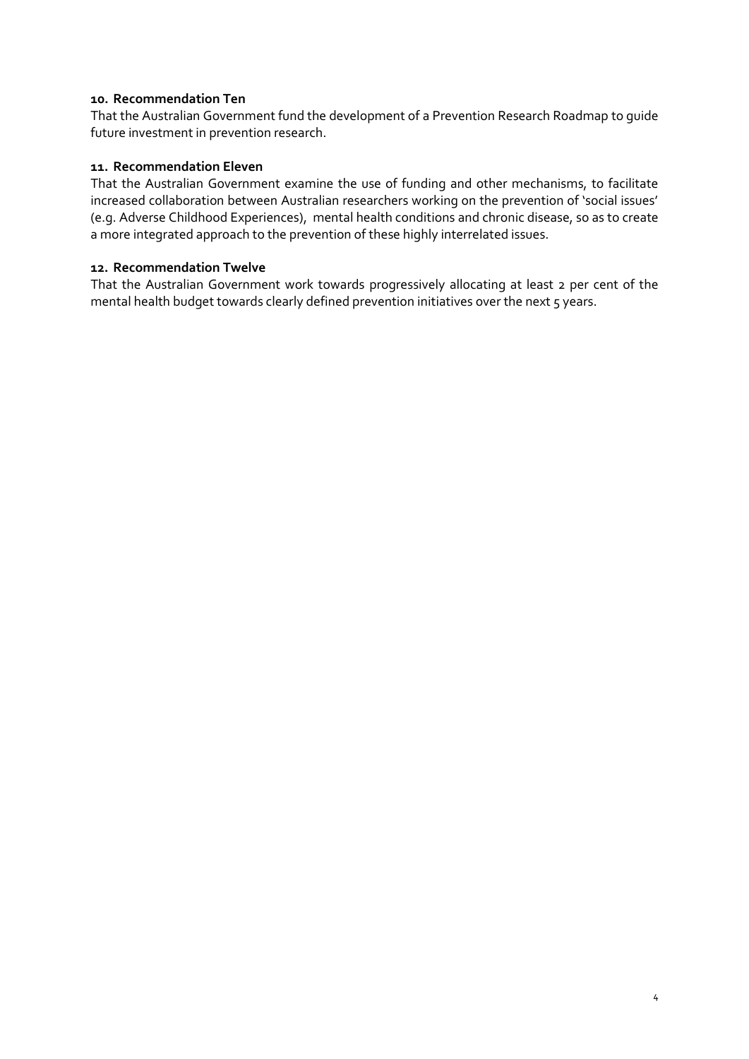**10. Recommendation Ten**

That the Australian Government fund the development of a Prevention Research Roadmap to guide future investment in prevention research.

**11. Recommendation Eleven**

That the Australian Government examine the use of funding and other mechanisms, to facilitate increased collaboration between Australian researchers working on the prevention of 'social issues' (e.g. Adverse Childhood Experiences), mental health conditions and chronic disease, so as to create a more integrated approach to the prevention of these highly interrelated issues.

**12. Recommendation Twelve**

That the Australian Government work towards progressively allocating at least 2 per cent of the mental health budget towards clearly defined prevention initiatives over the next 5 years.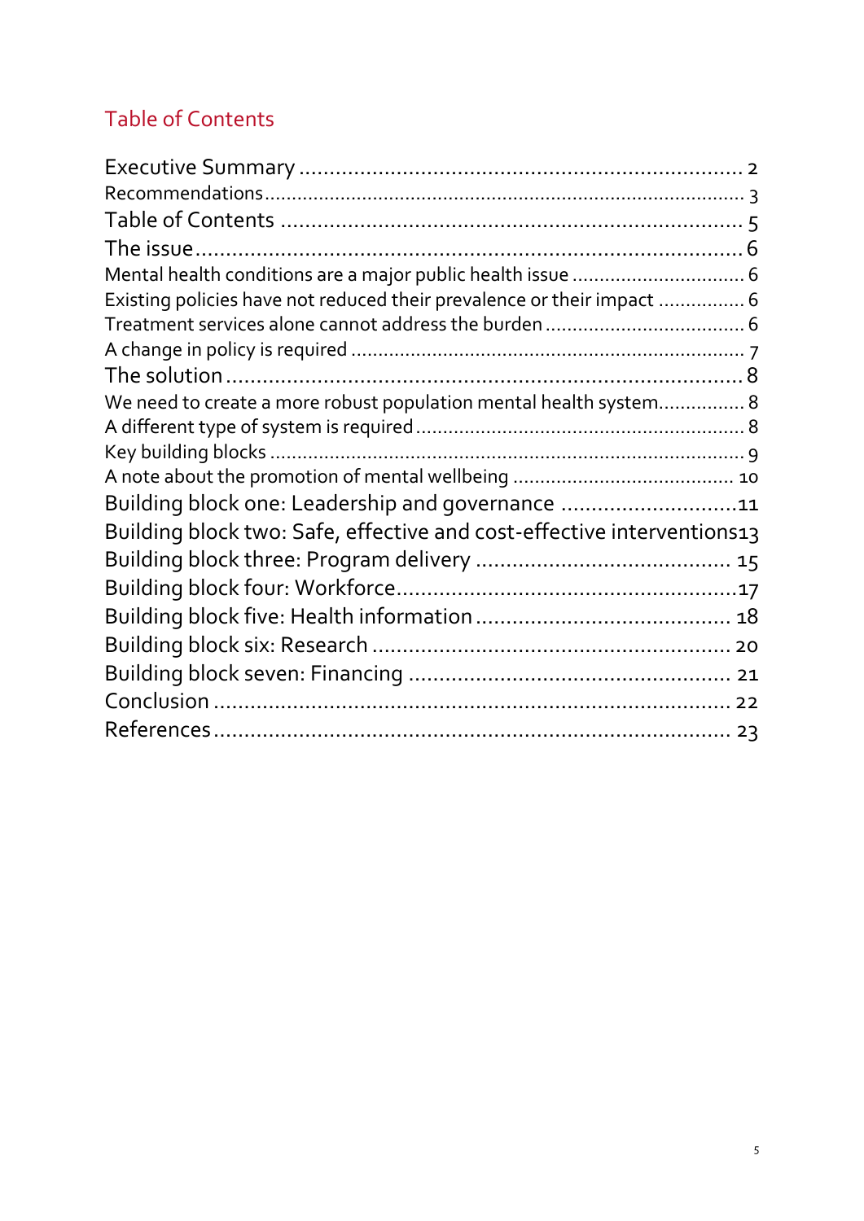## Table of Contents

Executive Summary ........................................................................ 2

Recommendations ........................................................................ 3

Table of Contents ........................................................................ 5

The issue ........................................................................ 6

Mental health conditions are a major public health issue ........................................................................ 6

Existing policies have not reduced their prevalence or their impact ........................................................................ 6

Treatment services alone cannot address the burden ........................................................................ 6

A change in policy is required ........................................................................ 7

The solution ........................................................................ 8

We need to create a more robust population mental health system ........................................................................ 8

A different type of system is required ........................................................................ 8

Key building blocks ........................................................................ 9

A note about the promotion of mental wellbeing ........................................................................ 10

Building block one: Leadership and governance ........................................................................ 11

Building block two: Safe, effective and cost-effective interventions ........................................................................ 13

Building block three: Program delivery ........................................................................ 15

Building block four: Workforce ........................................................................ 17

Building block five: Health information ........................................................................ 18

Building block six: Research ........................................................................ 20

Building block seven: Financing ........................................................................ 21

Conclusion ........................................................................ 22

References ........................................................................ 23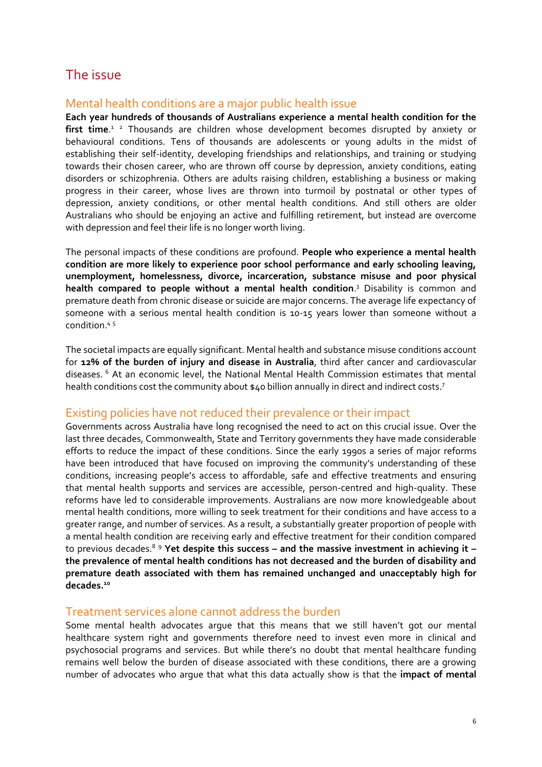# The issue

## Mental health conditions are a major public health issue

**Each year hundreds of thousands of Australians experience a mental health condition for the first time**.[1] [2] Thousands are children whose development becomes disrupted by anxiety or behavioural conditions. Tens of thousands are adolescents or young adults in the midst of establishing their self-identity, developing friendships and relationships, and training or studying towards their chosen career, who are thrown off course by depression, anxiety conditions, eating disorders or schizophrenia. Others are adults raising children, establishing a business or making progress in their career, whose lives are thrown into turmoil by postnatal or other types of depression, anxiety conditions, or other mental health conditions. And still others are older Australians who should be enjoying an active and fulfilling retirement, but instead are overcome with depression and feel their life is no longer worth living.

The personal impacts of these conditions are profound. **People who experience a mental health condition are more likely to experience poor school performance and early schooling leaving, unemployment, homelessness, divorce, incarceration, substance misuse and poor physical health compared to people without a mental health condition**.[3] Disability is common and premature death from chronic disease or suicide are major concerns. The average life expectancy of someone with a serious mental health condition is 10-15 years lower than someone without a condition.[4] [5]

The societal impacts are equally significant. Mental health and substance misuse conditions account for **12% of the burden of injury and disease in Australia**, third after cancer and cardiovascular diseases. [6] At an economic level, the National Mental Health Commission estimates that mental health conditions cost the community about $40 billion annually in direct and indirect costs.[7]

## Existing policies have not reduced their prevalence or their impact

Governments across Australia have long recognised the need to act on this crucial issue. Over the last three decades, Commonwealth, State and Territory governments they have made considerable efforts to reduce the impact of these conditions. Since the early 1990s a series of major reforms have been introduced that have focused on improving the community's understanding of these conditions, increasing people's access to affordable, safe and effective treatments and ensuring that mental health supports and services are accessible, person-centred and high-quality. These reforms have led to considerable improvements. Australians are now more knowledgeable about mental health conditions, more willing to seek treatment for their conditions and have access to a greater range, and number of services. As a result, a substantially greater proportion of people with a mental health condition are receiving early and effective treatment for their condition compared to previous decades.[8] [9] **Yet despite this success – and the massive investment in achieving it – the prevalence of mental health conditions has not decreased and the burden of disability and premature death associated with them has remained unchanged and unacceptably high for decades.**[10]

## Treatment services alone cannot address the burden

Some mental health advocates argue that this means that we still haven't got our mental healthcare system right and governments therefore need to invest even more in clinical and psychosocial programs and services. But while there's no doubt that mental healthcare funding remains well below the burden of disease associated with these conditions, there are a growing number of advocates who argue that what this data actually show is that the **impact of mental**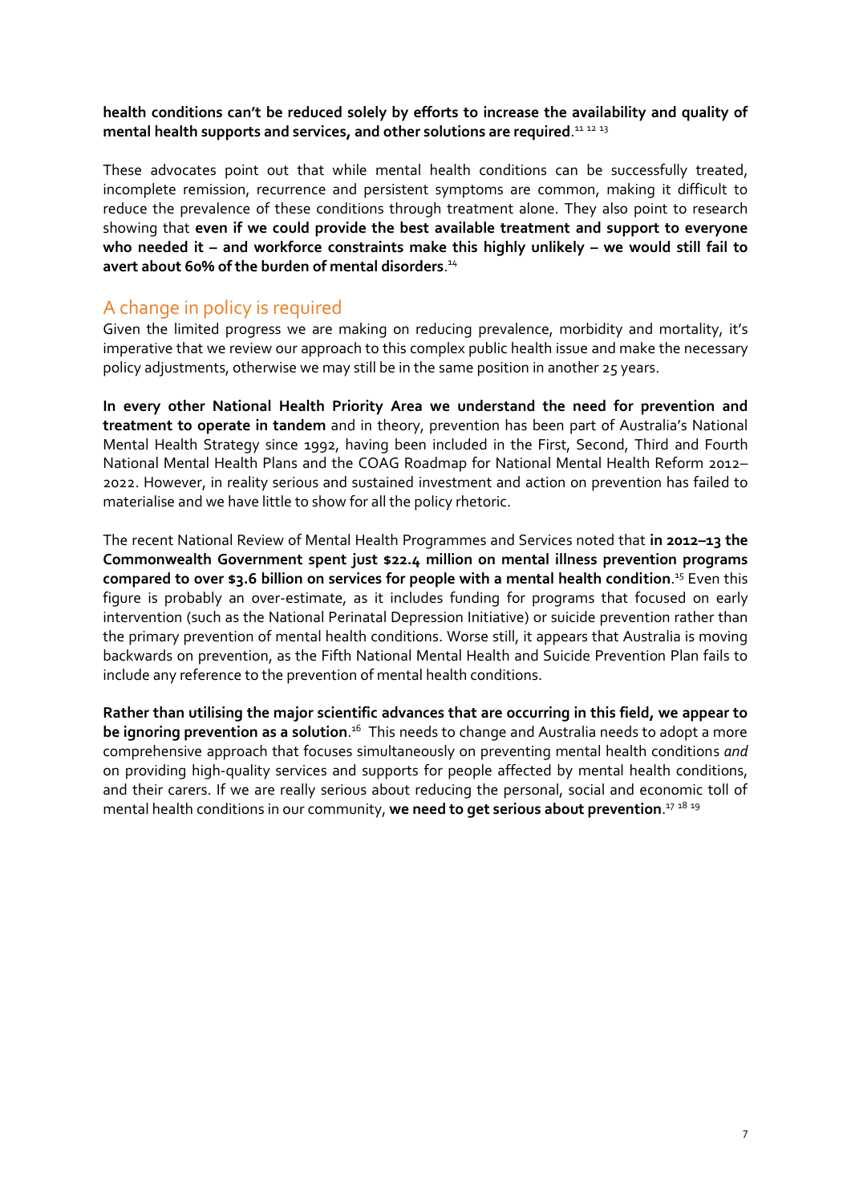**health conditions can't be reduced solely by efforts to increase the availability and quality of mental health supports and services, and other solutions are required**.[11 12 13]

These advocates point out that while mental health conditions can be successfully treated, incomplete remission, recurrence and persistent symptoms are common, making it difficult to reduce the prevalence of these conditions through treatment alone. They also point to research showing that **even if we could provide the best available treatment and support to everyone who needed it – and workforce constraints make this highly unlikely – we would still fail to avert about 60% of the burden of mental disorders**.[14]

## A change in policy is required

Given the limited progress we are making on reducing prevalence, morbidity and mortality, it's imperative that we review our approach to this complex public health issue and make the necessary policy adjustments, otherwise we may still be in the same position in another 25 years.

**In every other National Health Priority Area we understand the need for prevention and treatment to operate in tandem** and in theory, prevention has been part of Australia's National Mental Health Strategy since 1992, having been included in the First, Second, Third and Fourth National Mental Health Plans and the COAG Roadmap for National Mental Health Reform 2012–2022. However, in reality serious and sustained investment and action on prevention has failed to materialise and we have little to show for all the policy rhetoric.

The recent National Review of Mental Health Programmes and Services noted that **in 2012–13 the Commonwealth Government spent just $22.4 million on mental illness prevention programs compared to over $3.6 billion on services for people with a mental health condition**.[15] Even this figure is probably an over-estimate, as it includes funding for programs that focused on early intervention (such as the National Perinatal Depression Initiative) or suicide prevention rather than the primary prevention of mental health conditions. Worse still, it appears that Australia is moving backwards on prevention, as the Fifth National Mental Health and Suicide Prevention Plan fails to include any reference to the prevention of mental health conditions.

**Rather than utilising the major scientific advances that are occurring in this field, we appear to be ignoring prevention as a solution**.[16] This needs to change and Australia needs to adopt a more comprehensive approach that focuses simultaneously on preventing mental health conditions *and* on providing high-quality services and supports for people affected by mental health conditions, and their carers. If we are really serious about reducing the personal, social and economic toll of mental health conditions in our community, **we need to get serious about prevention**.[17 18 19]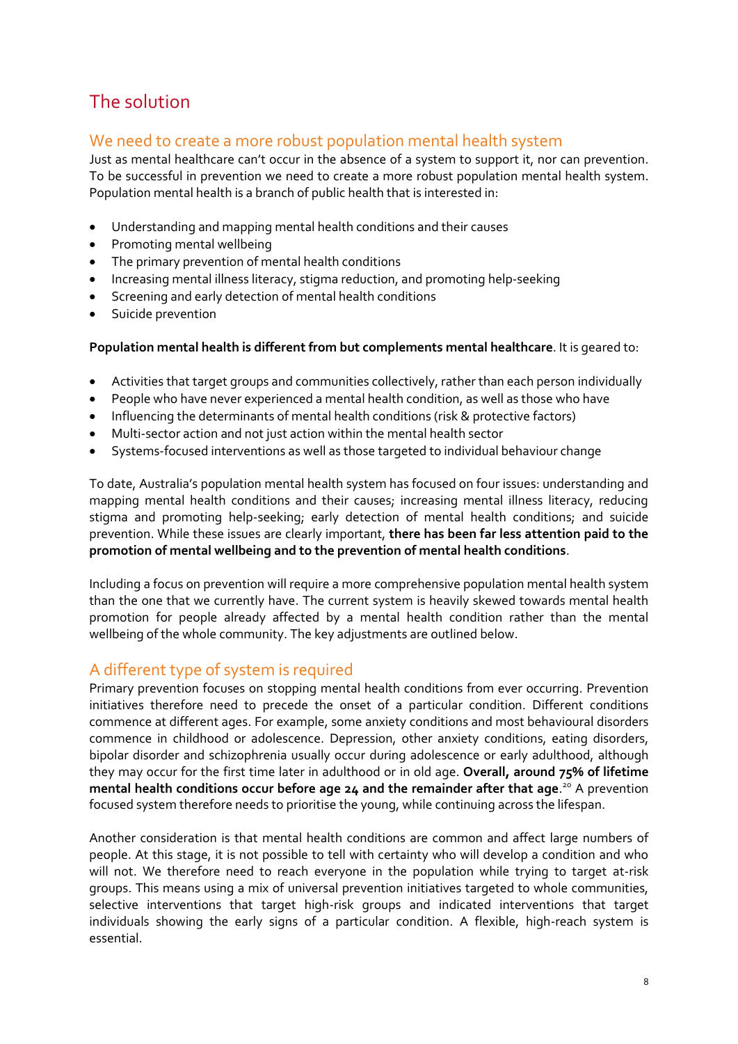# The solution

## We need to create a more robust population mental health system

Just as mental healthcare can't occur in the absence of a system to support it, nor can prevention. To be successful in prevention we need to create a more robust population mental health system. Population mental health is a branch of public health that is interested in:

- Understanding and mapping mental health conditions and their causes
- Promoting mental wellbeing
- The primary prevention of mental health conditions
- Increasing mental illness literacy, stigma reduction, and promoting help-seeking
- Screening and early detection of mental health conditions
- Suicide prevention

**Population mental health is different from but complements mental healthcare**. It is geared to:

- Activities that target groups and communities collectively, rather than each person individually
- People who have never experienced a mental health condition, as well as those who have
- Influencing the determinants of mental health conditions (risk & protective factors)
- Multi-sector action and not just action within the mental health sector
- Systems-focused interventions as well as those targeted to individual behaviour change

To date, Australia's population mental health system has focused on four issues: understanding and mapping mental health conditions and their causes; increasing mental illness literacy, reducing stigma and promoting help-seeking; early detection of mental health conditions; and suicide prevention. While these issues are clearly important, **there has been far less attention paid to the promotion of mental wellbeing and to the prevention of mental health conditions**.

Including a focus on prevention will require a more comprehensive population mental health system than the one that we currently have. The current system is heavily skewed towards mental health promotion for people already affected by a mental health condition rather than the mental wellbeing of the whole community. The key adjustments are outlined below.

## A different type of system is required

Primary prevention focuses on stopping mental health conditions from ever occurring. Prevention initiatives therefore need to precede the onset of a particular condition. Different conditions commence at different ages. For example, some anxiety conditions and most behavioural disorders commence in childhood or adolescence. Depression, other anxiety conditions, eating disorders, bipolar disorder and schizophrenia usually occur during adolescence or early adulthood, although they may occur for the first time later in adulthood or in old age. **Overall, around 75% of lifetime mental health conditions occur before age 24 and the remainder after that age**.[20] A prevention focused system therefore needs to prioritise the young, while continuing across the lifespan.

Another consideration is that mental health conditions are common and affect large numbers of people. At this stage, it is not possible to tell with certainty who will develop a condition and who will not. We therefore need to reach everyone in the population while trying to target at-risk groups. This means using a mix of universal prevention initiatives targeted to whole communities, selective interventions that target high-risk groups and indicated interventions that target individuals showing the early signs of a particular condition. A flexible, high-reach system is essential.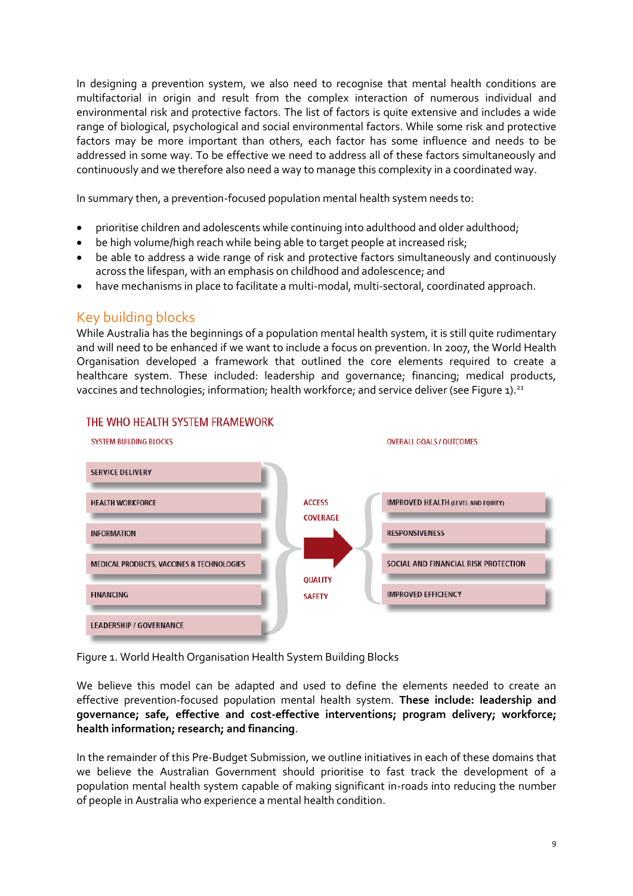In designing a prevention system, we also need to recognise that mental health conditions are multifactorial in origin and result from the complex interaction of numerous individual and environmental risk and protective factors. The list of factors is quite extensive and includes a wide range of biological, psychological and social environmental factors. While some risk and protective factors may be more important than others, each factor has some influence and needs to be addressed in some way. To be effective we need to address all of these factors simultaneously and continuously and we therefore also need a way to manage this complexity in a coordinated way.

In summary then, a prevention-focused population mental health system needs to:

- prioritise children and adolescents while continuing into adulthood and older adulthood;
- be high volume/high reach while being able to target people at increased risk;
- be able to address a wide range of risk and protective factors simultaneously and continuously across the lifespan, with an emphasis on childhood and adolescence; and
- have mechanisms in place to facilitate a multi-modal, multi-sectoral, coordinated approach.

## Key building blocks

While Australia has the beginnings of a population mental health system, it is still quite rudimentary and will need to be enhanced if we want to include a focus on prevention. In 2007, the World Health Organisation developed a framework that outlined the core elements required to create a healthcare system. These included: leadership and governance; financing; medical products, vaccines and technologies; information; health workforce; and service deliver (see Figure 1).[21]

THE WHO HEALTH SYSTEM FRAMEWORK

| SYSTEM BUILDING BLOCKS | | OVERALL GOALS / OUTCOMES |
|---|---|---|
| SERVICE DELIVERY | ACCESS | IMPROVED HEALTH (LEVEL AND EQUITY) |
| HEALTH WORKFORCE | COVERAGE | RESPONSIVENESS |
| INFORMATION | QUALITY | SOCIAL AND FINANCIAL RISK PROTECTION |
| MEDICAL PRODUCTS, VACCINES & TECHNOLOGIES | SAFETY | IMPROVED EFFICIENCY |
| FINANCING | | |
| LEADERSHIP / GOVERNANCE | | |

Figure 1. World Health Organisation Health System Building Blocks

We believe this model can be adapted and used to define the elements needed to create an effective prevention-focused population mental health system. **These include: leadership and governance; safe, effective and cost-effective interventions; program delivery; workforce; health information; research; and financing**.

In the remainder of this Pre-Budget Submission, we outline initiatives in each of these domains that we believe the Australian Government should prioritise to fast track the development of a population mental health system capable of making significant in-roads into reducing the number of people in Australia who experience a mental health condition.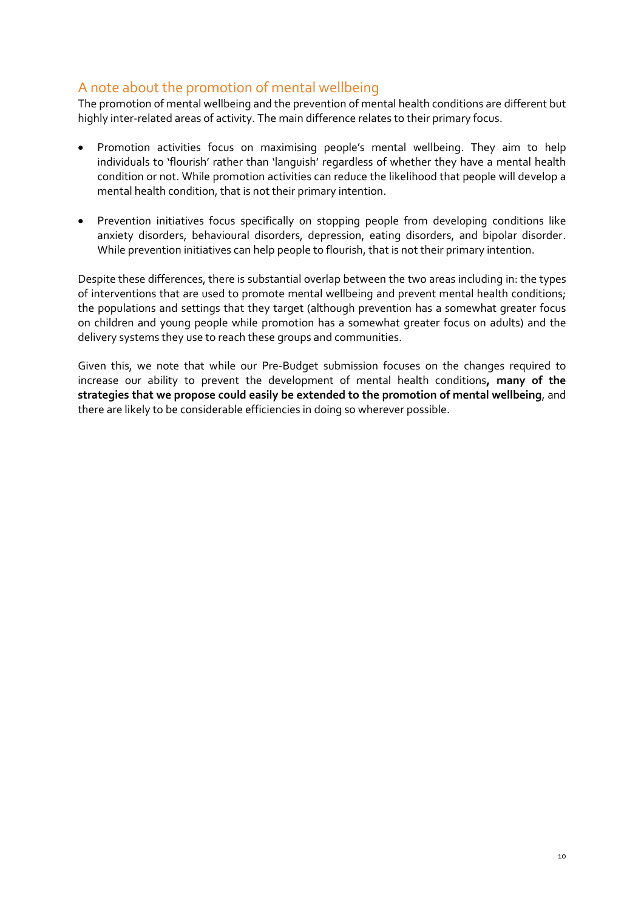## A note about the promotion of mental wellbeing

The promotion of mental wellbeing and the prevention of mental health conditions are different but highly inter-related areas of activity. The main difference relates to their primary focus.

- Promotion activities focus on maximising people's mental wellbeing. They aim to help individuals to 'flourish' rather than 'languish' regardless of whether they have a mental health condition or not. While promotion activities can reduce the likelihood that people will develop a mental health condition, that is not their primary intention.
- Prevention initiatives focus specifically on stopping people from developing conditions like anxiety disorders, behavioural disorders, depression, eating disorders, and bipolar disorder. While prevention initiatives can help people to flourish, that is not their primary intention.

Despite these differences, there is substantial overlap between the two areas including in: the types of interventions that are used to promote mental wellbeing and prevent mental health conditions; the populations and settings that they target (although prevention has a somewhat greater focus on children and young people while promotion has a somewhat greater focus on adults) and the delivery systems they use to reach these groups and communities.

Given this, we note that while our Pre-Budget submission focuses on the changes required to increase our ability to prevent the development of mental health conditions**, many of the strategies that we propose could easily be extended to the promotion of mental wellbeing**, and there are likely to be considerable efficiencies in doing so wherever possible.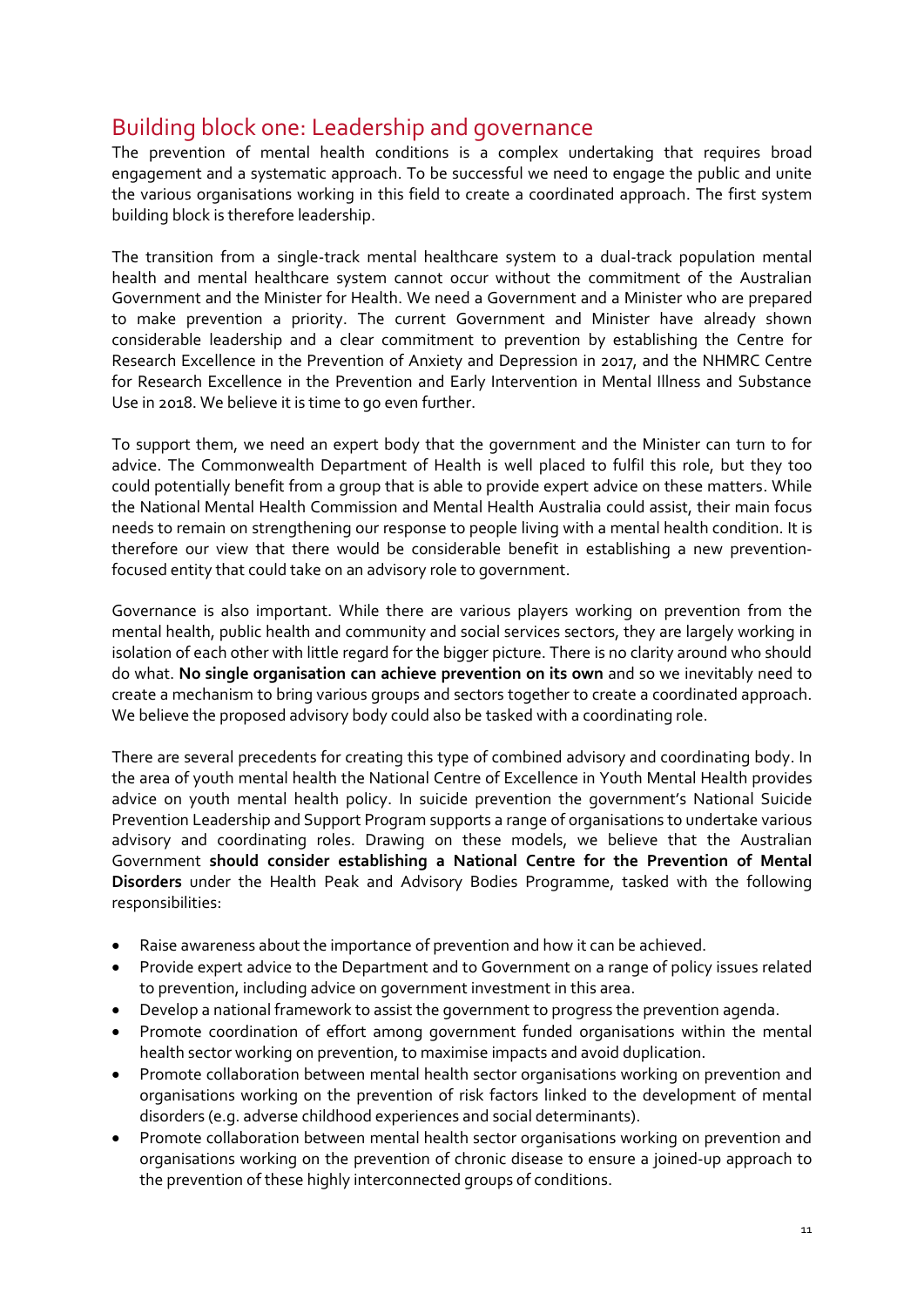## Building block one: Leadership and governance

The prevention of mental health conditions is a complex undertaking that requires broad engagement and a systematic approach. To be successful we need to engage the public and unite the various organisations working in this field to create a coordinated approach. The first system building block is therefore leadership.

The transition from a single-track mental healthcare system to a dual-track population mental health and mental healthcare system cannot occur without the commitment of the Australian Government and the Minister for Health. We need a Government and a Minister who are prepared to make prevention a priority. The current Government and Minister have already shown considerable leadership and a clear commitment to prevention by establishing the Centre for Research Excellence in the Prevention of Anxiety and Depression in 2017, and the NHMRC Centre for Research Excellence in the Prevention and Early Intervention in Mental Illness and Substance Use in 2018. We believe it is time to go even further.

To support them, we need an expert body that the government and the Minister can turn to for advice. The Commonwealth Department of Health is well placed to fulfil this role, but they too could potentially benefit from a group that is able to provide expert advice on these matters. While the National Mental Health Commission and Mental Health Australia could assist, their main focus needs to remain on strengthening our response to people living with a mental health condition. It is therefore our view that there would be considerable benefit in establishing a new prevention-focused entity that could take on an advisory role to government.

Governance is also important. While there are various players working on prevention from the mental health, public health and community and social services sectors, they are largely working in isolation of each other with little regard for the bigger picture. There is no clarity around who should do what. **No single organisation can achieve prevention on its own** and so we inevitably need to create a mechanism to bring various groups and sectors together to create a coordinated approach. We believe the proposed advisory body could also be tasked with a coordinating role.

There are several precedents for creating this type of combined advisory and coordinating body. In the area of youth mental health the National Centre of Excellence in Youth Mental Health provides advice on youth mental health policy. In suicide prevention the government's National Suicide Prevention Leadership and Support Program supports a range of organisations to undertake various advisory and coordinating roles. Drawing on these models, we believe that the Australian Government **should consider establishing a National Centre for the Prevention of Mental Disorders** under the Health Peak and Advisory Bodies Programme, tasked with the following responsibilities:

- Raise awareness about the importance of prevention and how it can be achieved.
- Provide expert advice to the Department and to Government on a range of policy issues related to prevention, including advice on government investment in this area.
- Develop a national framework to assist the government to progress the prevention agenda.
- Promote coordination of effort among government funded organisations within the mental health sector working on prevention, to maximise impacts and avoid duplication.
- Promote collaboration between mental health sector organisations working on prevention and organisations working on the prevention of risk factors linked to the development of mental disorders (e.g. adverse childhood experiences and social determinants).
- Promote collaboration between mental health sector organisations working on prevention and organisations working on the prevention of chronic disease to ensure a joined-up approach to the prevention of these highly interconnected groups of conditions.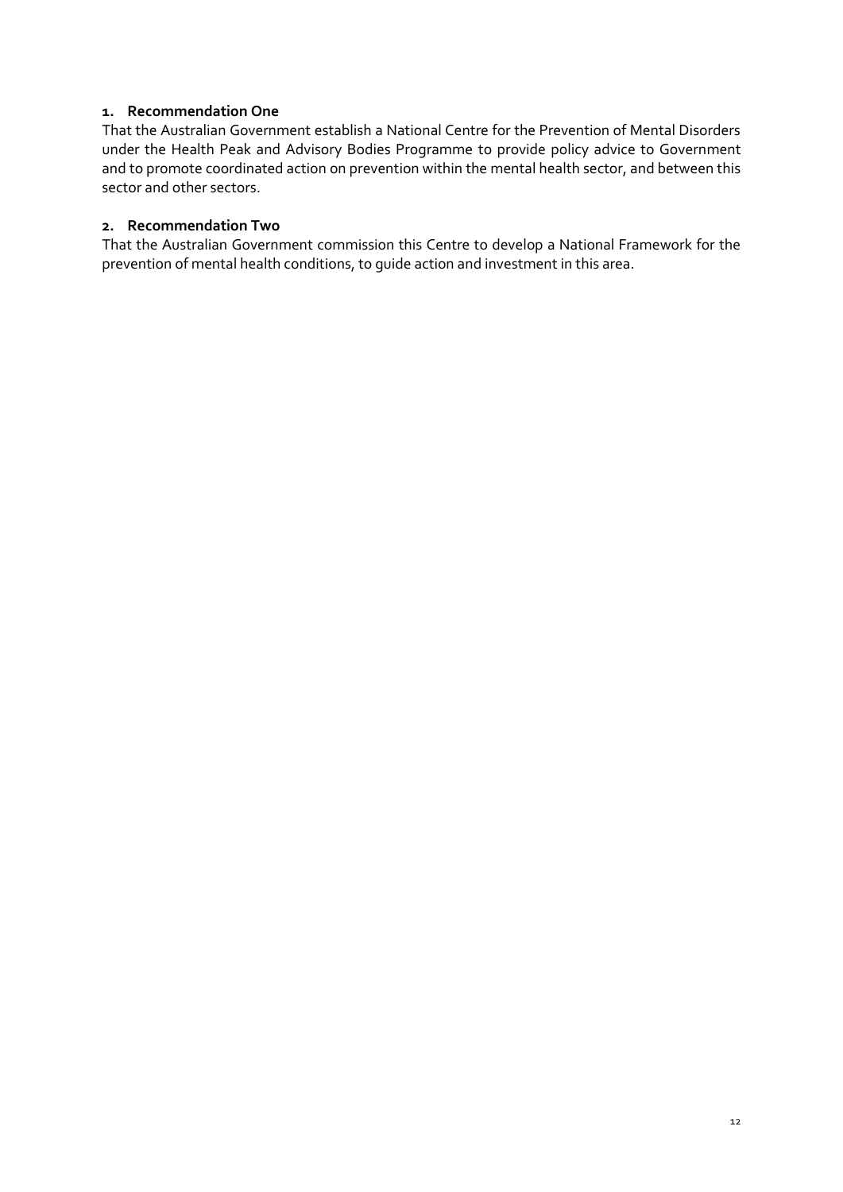1. **Recommendation One**

That the Australian Government establish a National Centre for the Prevention of Mental Disorders under the Health Peak and Advisory Bodies Programme to provide policy advice to Government and to promote coordinated action on prevention within the mental health sector, and between this sector and other sectors.

2. **Recommendation Two**

That the Australian Government commission this Centre to develop a National Framework for the prevention of mental health conditions, to guide action and investment in this area.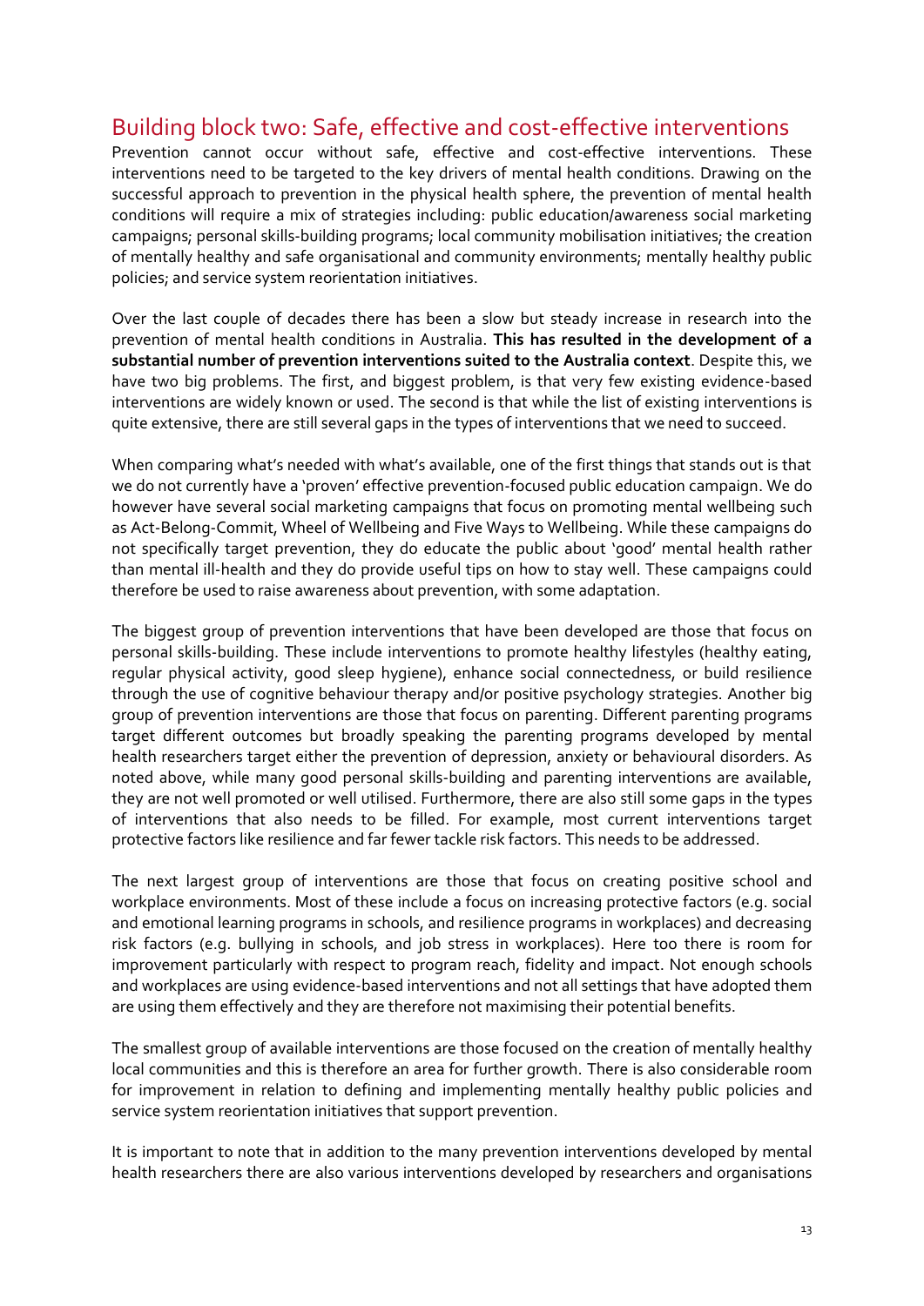## Building block two: Safe, effective and cost-effective interventions

Prevention cannot occur without safe, effective and cost-effective interventions. These interventions need to be targeted to the key drivers of mental health conditions. Drawing on the successful approach to prevention in the physical health sphere, the prevention of mental health conditions will require a mix of strategies including: public education/awareness social marketing campaigns; personal skills-building programs; local community mobilisation initiatives; the creation of mentally healthy and safe organisational and community environments; mentally healthy public policies; and service system reorientation initiatives.

Over the last couple of decades there has been a slow but steady increase in research into the prevention of mental health conditions in Australia. **This has resulted in the development of a substantial number of prevention interventions suited to the Australia context**. Despite this, we have two big problems. The first, and biggest problem, is that very few existing evidence-based interventions are widely known or used. The second is that while the list of existing interventions is quite extensive, there are still several gaps in the types of interventions that we need to succeed.

When comparing what's needed with what's available, one of the first things that stands out is that we do not currently have a 'proven' effective prevention-focused public education campaign. We do however have several social marketing campaigns that focus on promoting mental wellbeing such as Act-Belong-Commit, Wheel of Wellbeing and Five Ways to Wellbeing. While these campaigns do not specifically target prevention, they do educate the public about 'good' mental health rather than mental ill-health and they do provide useful tips on how to stay well. These campaigns could therefore be used to raise awareness about prevention, with some adaptation.

The biggest group of prevention interventions that have been developed are those that focus on personal skills-building. These include interventions to promote healthy lifestyles (healthy eating, regular physical activity, good sleep hygiene), enhance social connectedness, or build resilience through the use of cognitive behaviour therapy and/or positive psychology strategies. Another big group of prevention interventions are those that focus on parenting. Different parenting programs target different outcomes but broadly speaking the parenting programs developed by mental health researchers target either the prevention of depression, anxiety or behavioural disorders. As noted above, while many good personal skills-building and parenting interventions are available, they are not well promoted or well utilised. Furthermore, there are also still some gaps in the types of interventions that also needs to be filled. For example, most current interventions target protective factors like resilience and far fewer tackle risk factors. This needs to be addressed.

The next largest group of interventions are those that focus on creating positive school and workplace environments. Most of these include a focus on increasing protective factors (e.g. social and emotional learning programs in schools, and resilience programs in workplaces) and decreasing risk factors (e.g. bullying in schools, and job stress in workplaces). Here too there is room for improvement particularly with respect to program reach, fidelity and impact. Not enough schools and workplaces are using evidence-based interventions and not all settings that have adopted them are using them effectively and they are therefore not maximising their potential benefits.

The smallest group of available interventions are those focused on the creation of mentally healthy local communities and this is therefore an area for further growth. There is also considerable room for improvement in relation to defining and implementing mentally healthy public policies and service system reorientation initiatives that support prevention.

It is important to note that in addition to the many prevention interventions developed by mental health researchers there are also various interventions developed by researchers and organisations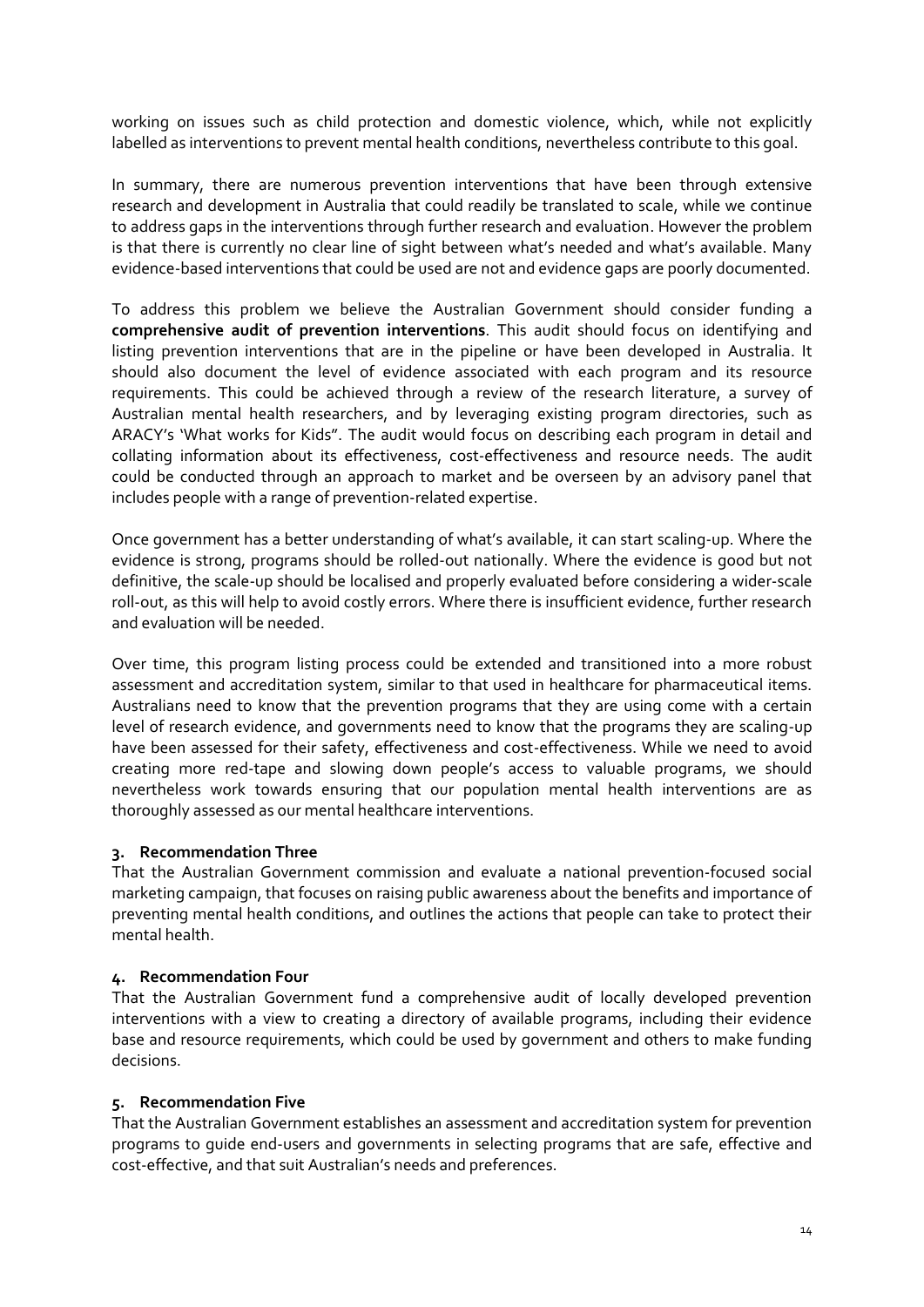working on issues such as child protection and domestic violence, which, while not explicitly labelled as interventions to prevent mental health conditions, nevertheless contribute to this goal.

In summary, there are numerous prevention interventions that have been through extensive research and development in Australia that could readily be translated to scale, while we continue to address gaps in the interventions through further research and evaluation. However the problem is that there is currently no clear line of sight between what's needed and what's available. Many evidence-based interventions that could be used are not and evidence gaps are poorly documented.

To address this problem we believe the Australian Government should consider funding a **comprehensive audit of prevention interventions**. This audit should focus on identifying and listing prevention interventions that are in the pipeline or have been developed in Australia. It should also document the level of evidence associated with each program and its resource requirements. This could be achieved through a review of the research literature, a survey of Australian mental health researchers, and by leveraging existing program directories, such as ARACY's 'What works for Kids". The audit would focus on describing each program in detail and collating information about its effectiveness, cost-effectiveness and resource needs. The audit could be conducted through an approach to market and be overseen by an advisory panel that includes people with a range of prevention-related expertise.

Once government has a better understanding of what's available, it can start scaling-up. Where the evidence is strong, programs should be rolled-out nationally. Where the evidence is good but not definitive, the scale-up should be localised and properly evaluated before considering a wider-scale roll-out, as this will help to avoid costly errors. Where there is insufficient evidence, further research and evaluation will be needed.

Over time, this program listing process could be extended and transitioned into a more robust assessment and accreditation system, similar to that used in healthcare for pharmaceutical items. Australians need to know that the prevention programs that they are using come with a certain level of research evidence, and governments need to know that the programs they are scaling-up have been assessed for their safety, effectiveness and cost-effectiveness. While we need to avoid creating more red-tape and slowing down people's access to valuable programs, we should nevertheless work towards ensuring that our population mental health interventions are as thoroughly assessed as our mental healthcare interventions.

### 3. Recommendation Three

That the Australian Government commission and evaluate a national prevention-focused social marketing campaign, that focuses on raising public awareness about the benefits and importance of preventing mental health conditions, and outlines the actions that people can take to protect their mental health.

### 4. Recommendation Four

That the Australian Government fund a comprehensive audit of locally developed prevention interventions with a view to creating a directory of available programs, including their evidence base and resource requirements, which could be used by government and others to make funding decisions.

### 5. Recommendation Five

That the Australian Government establishes an assessment and accreditation system for prevention programs to guide end-users and governments in selecting programs that are safe, effective and cost-effective, and that suit Australian's needs and preferences.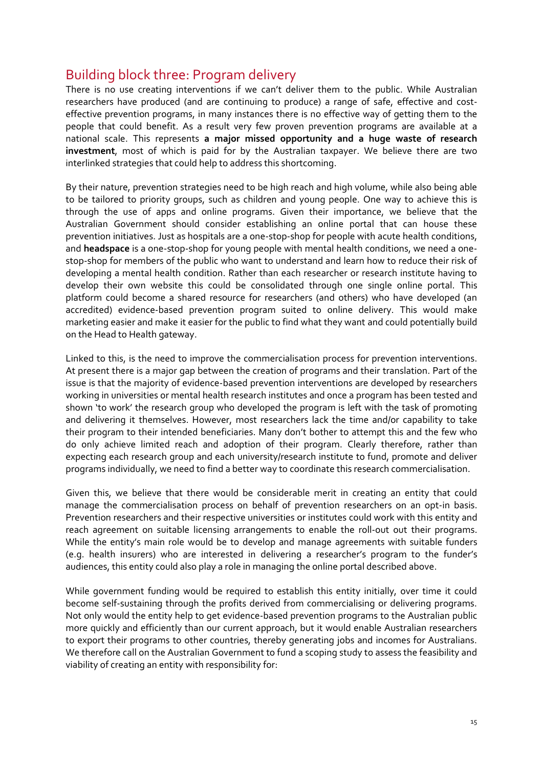## Building block three: Program delivery

There is no use creating interventions if we can't deliver them to the public. While Australian researchers have produced (and are continuing to produce) a range of safe, effective and cost-effective prevention programs, in many instances there is no effective way of getting them to the people that could benefit. As a result very few proven prevention programs are available at a national scale. This represents **a major missed opportunity and a huge waste of research investment**, most of which is paid for by the Australian taxpayer. We believe there are two interlinked strategies that could help to address this shortcoming.

By their nature, prevention strategies need to be high reach and high volume, while also being able to be tailored to priority groups, such as children and young people. One way to achieve this is through the use of apps and online programs. Given their importance, we believe that the Australian Government should consider establishing an online portal that can house these prevention initiatives. Just as hospitals are a one-stop-shop for people with acute health conditions, and **headspace** is a one-stop-shop for young people with mental health conditions, we need a one-stop-shop for members of the public who want to understand and learn how to reduce their risk of developing a mental health condition. Rather than each researcher or research institute having to develop their own website this could be consolidated through one single online portal. This platform could become a shared resource for researchers (and others) who have developed (an accredited) evidence-based prevention program suited to online delivery. This would make marketing easier and make it easier for the public to find what they want and could potentially build on the Head to Health gateway.

Linked to this, is the need to improve the commercialisation process for prevention interventions. At present there is a major gap between the creation of programs and their translation. Part of the issue is that the majority of evidence-based prevention interventions are developed by researchers working in universities or mental health research institutes and once a program has been tested and shown 'to work' the research group who developed the program is left with the task of promoting and delivering it themselves. However, most researchers lack the time and/or capability to take their program to their intended beneficiaries. Many don't bother to attempt this and the few who do only achieve limited reach and adoption of their program. Clearly therefore, rather than expecting each research group and each university/research institute to fund, promote and deliver programs individually, we need to find a better way to coordinate this research commercialisation.

Given this, we believe that there would be considerable merit in creating an entity that could manage the commercialisation process on behalf of prevention researchers on an opt-in basis. Prevention researchers and their respective universities or institutes could work with this entity and reach agreement on suitable licensing arrangements to enable the roll-out out their programs. While the entity's main role would be to develop and manage agreements with suitable funders (e.g. health insurers) who are interested in delivering a researcher's program to the funder's audiences, this entity could also play a role in managing the online portal described above.

While government funding would be required to establish this entity initially, over time it could become self-sustaining through the profits derived from commercialising or delivering programs. Not only would the entity help to get evidence-based prevention programs to the Australian public more quickly and efficiently than our current approach, but it would enable Australian researchers to export their programs to other countries, thereby generating jobs and incomes for Australians. We therefore call on the Australian Government to fund a scoping study to assess the feasibility and viability of creating an entity with responsibility for: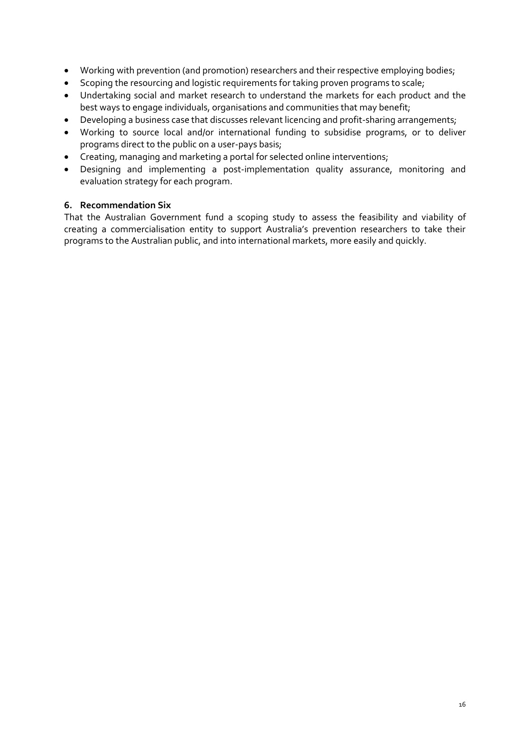- Working with prevention (and promotion) researchers and their respective employing bodies;
- Scoping the resourcing and logistic requirements for taking proven programs to scale;
- Undertaking social and market research to understand the markets for each product and the best ways to engage individuals, organisations and communities that may benefit;
- Developing a business case that discusses relevant licencing and profit-sharing arrangements;
- Working to source local and/or international funding to subsidise programs, or to deliver programs direct to the public on a user-pays basis;
- Creating, managing and marketing a portal for selected online interventions;
- Designing and implementing a post-implementation quality assurance, monitoring and evaluation strategy for each program.

### 6. Recommendation Six

That the Australian Government fund a scoping study to assess the feasibility and viability of creating a commercialisation entity to support Australia's prevention researchers to take their programs to the Australian public, and into international markets, more easily and quickly.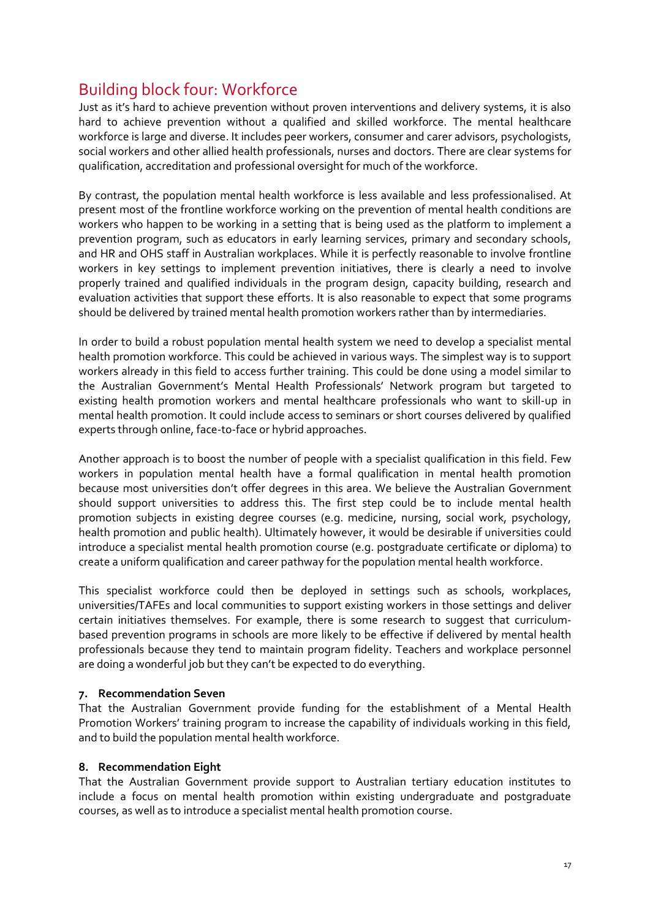## Building block four: Workforce

Just as it's hard to achieve prevention without proven interventions and delivery systems, it is also hard to achieve prevention without a qualified and skilled workforce. The mental healthcare workforce is large and diverse. It includes peer workers, consumer and carer advisors, psychologists, social workers and other allied health professionals, nurses and doctors. There are clear systems for qualification, accreditation and professional oversight for much of the workforce.

By contrast, the population mental health workforce is less available and less professionalised. At present most of the frontline workforce working on the prevention of mental health conditions are workers who happen to be working in a setting that is being used as the platform to implement a prevention program, such as educators in early learning services, primary and secondary schools, and HR and OHS staff in Australian workplaces. While it is perfectly reasonable to involve frontline workers in key settings to implement prevention initiatives, there is clearly a need to involve properly trained and qualified individuals in the program design, capacity building, research and evaluation activities that support these efforts. It is also reasonable to expect that some programs should be delivered by trained mental health promotion workers rather than by intermediaries.

In order to build a robust population mental health system we need to develop a specialist mental health promotion workforce. This could be achieved in various ways. The simplest way is to support workers already in this field to access further training. This could be done using a model similar to the Australian Government's Mental Health Professionals' Network program but targeted to existing health promotion workers and mental healthcare professionals who want to skill-up in mental health promotion. It could include access to seminars or short courses delivered by qualified experts through online, face-to-face or hybrid approaches.

Another approach is to boost the number of people with a specialist qualification in this field. Few workers in population mental health have a formal qualification in mental health promotion because most universities don't offer degrees in this area. We believe the Australian Government should support universities to address this. The first step could be to include mental health promotion subjects in existing degree courses (e.g. medicine, nursing, social work, psychology, health promotion and public health). Ultimately however, it would be desirable if universities could introduce a specialist mental health promotion course (e.g. postgraduate certificate or diploma) to create a uniform qualification and career pathway for the population mental health workforce.

This specialist workforce could then be deployed in settings such as schools, workplaces, universities/TAFEs and local communities to support existing workers in those settings and deliver certain initiatives themselves. For example, there is some research to suggest that curriculum-based prevention programs in schools are more likely to be effective if delivered by mental health professionals because they tend to maintain program fidelity. Teachers and workplace personnel are doing a wonderful job but they can't be expected to do everything.

**7. Recommendation Seven**

That the Australian Government provide funding for the establishment of a Mental Health Promotion Workers' training program to increase the capability of individuals working in this field, and to build the population mental health workforce.

**8. Recommendation Eight**

That the Australian Government provide support to Australian tertiary education institutes to include a focus on mental health promotion within existing undergraduate and postgraduate courses, as well as to introduce a specialist mental health promotion course.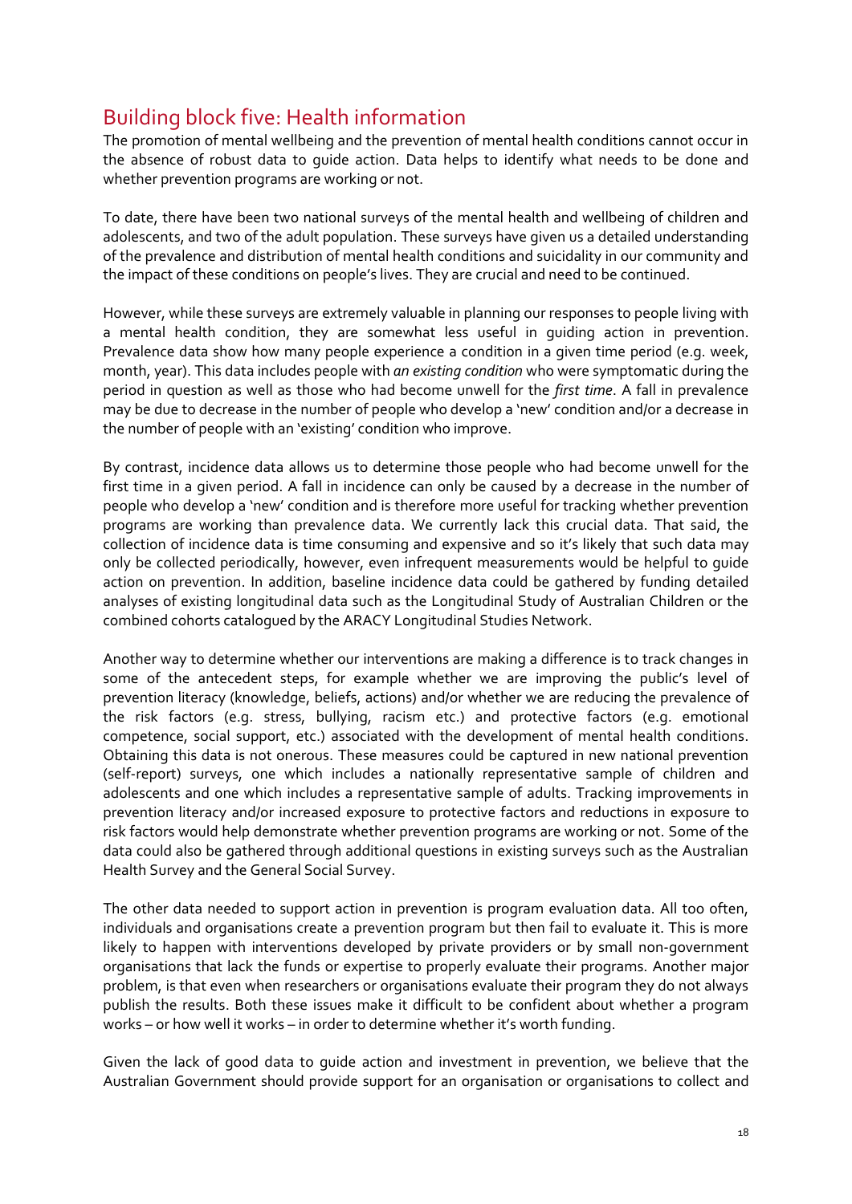## Building block five: Health information

The promotion of mental wellbeing and the prevention of mental health conditions cannot occur in the absence of robust data to guide action. Data helps to identify what needs to be done and whether prevention programs are working or not.

To date, there have been two national surveys of the mental health and wellbeing of children and adolescents, and two of the adult population. These surveys have given us a detailed understanding of the prevalence and distribution of mental health conditions and suicidality in our community and the impact of these conditions on people's lives. They are crucial and need to be continued.

However, while these surveys are extremely valuable in planning our responses to people living with a mental health condition, they are somewhat less useful in guiding action in prevention. Prevalence data show how many people experience a condition in a given time period (e.g. week, month, year). This data includes people with *an existing condition* who were symptomatic during the period in question as well as those who had become unwell for the *first time*. A fall in prevalence may be due to decrease in the number of people who develop a 'new' condition and/or a decrease in the number of people with an 'existing' condition who improve.

By contrast, incidence data allows us to determine those people who had become unwell for the first time in a given period. A fall in incidence can only be caused by a decrease in the number of people who develop a 'new' condition and is therefore more useful for tracking whether prevention programs are working than prevalence data. We currently lack this crucial data. That said, the collection of incidence data is time consuming and expensive and so it's likely that such data may only be collected periodically, however, even infrequent measurements would be helpful to guide action on prevention. In addition, baseline incidence data could be gathered by funding detailed analyses of existing longitudinal data such as the Longitudinal Study of Australian Children or the combined cohorts catalogued by the ARACY Longitudinal Studies Network.

Another way to determine whether our interventions are making a difference is to track changes in some of the antecedent steps, for example whether we are improving the public's level of prevention literacy (knowledge, beliefs, actions) and/or whether we are reducing the prevalence of the risk factors (e.g. stress, bullying, racism etc.) and protective factors (e.g. emotional competence, social support, etc.) associated with the development of mental health conditions. Obtaining this data is not onerous. These measures could be captured in new national prevention (self-report) surveys, one which includes a nationally representative sample of children and adolescents and one which includes a representative sample of adults. Tracking improvements in prevention literacy and/or increased exposure to protective factors and reductions in exposure to risk factors would help demonstrate whether prevention programs are working or not. Some of the data could also be gathered through additional questions in existing surveys such as the Australian Health Survey and the General Social Survey.

The other data needed to support action in prevention is program evaluation data. All too often, individuals and organisations create a prevention program but then fail to evaluate it. This is more likely to happen with interventions developed by private providers or by small non-government organisations that lack the funds or expertise to properly evaluate their programs. Another major problem, is that even when researchers or organisations evaluate their program they do not always publish the results. Both these issues make it difficult to be confident about whether a program works – or how well it works – in order to determine whether it's worth funding.

Given the lack of good data to guide action and investment in prevention, we believe that the Australian Government should provide support for an organisation or organisations to collect and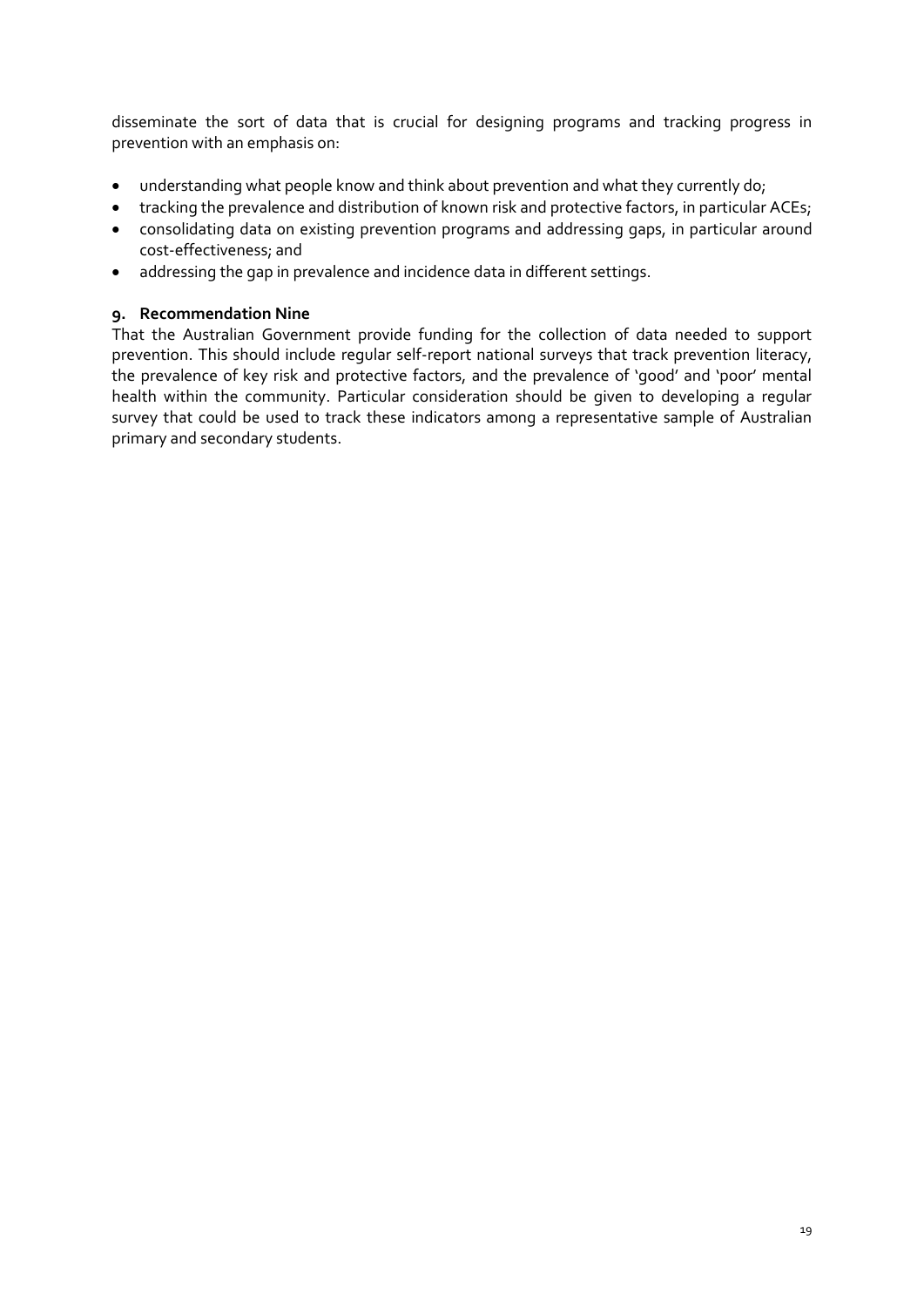disseminate the sort of data that is crucial for designing programs and tracking progress in prevention with an emphasis on:

- understanding what people know and think about prevention and what they currently do;
- tracking the prevalence and distribution of known risk and protective factors, in particular ACEs;
- consolidating data on existing prevention programs and addressing gaps, in particular around cost-effectiveness; and
- addressing the gap in prevalence and incidence data in different settings.

### 9. Recommendation Nine

That the Australian Government provide funding for the collection of data needed to support prevention. This should include regular self-report national surveys that track prevention literacy, the prevalence of key risk and protective factors, and the prevalence of 'good' and 'poor' mental health within the community. Particular consideration should be given to developing a regular survey that could be used to track these indicators among a representative sample of Australian primary and secondary students.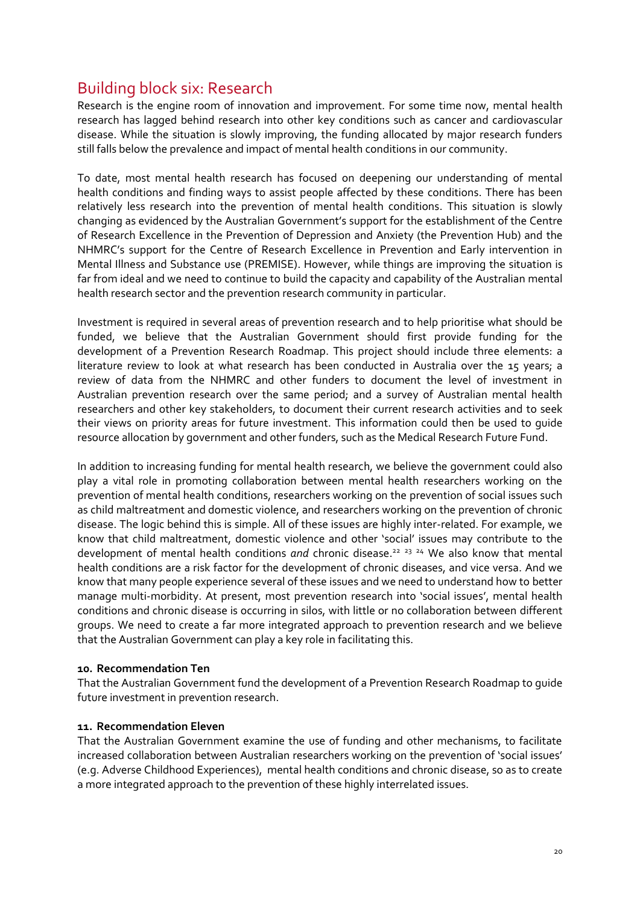## Building block six: Research

Research is the engine room of innovation and improvement. For some time now, mental health research has lagged behind research into other key conditions such as cancer and cardiovascular disease. While the situation is slowly improving, the funding allocated by major research funders still falls below the prevalence and impact of mental health conditions in our community.

To date, most mental health research has focused on deepening our understanding of mental health conditions and finding ways to assist people affected by these conditions. There has been relatively less research into the prevention of mental health conditions. This situation is slowly changing as evidenced by the Australian Government's support for the establishment of the Centre of Research Excellence in the Prevention of Depression and Anxiety (the Prevention Hub) and the NHMRC's support for the Centre of Research Excellence in Prevention and Early intervention in Mental Illness and Substance use (PREMISE). However, while things are improving the situation is far from ideal and we need to continue to build the capacity and capability of the Australian mental health research sector and the prevention research community in particular.

Investment is required in several areas of prevention research and to help prioritise what should be funded, we believe that the Australian Government should first provide funding for the development of a Prevention Research Roadmap. This project should include three elements: a literature review to look at what research has been conducted in Australia over the 15 years; a review of data from the NHMRC and other funders to document the level of investment in Australian prevention research over the same period; and a survey of Australian mental health researchers and other key stakeholders, to document their current research activities and to seek their views on priority areas for future investment. This information could then be used to guide resource allocation by government and other funders, such as the Medical Research Future Fund.

In addition to increasing funding for mental health research, we believe the government could also play a vital role in promoting collaboration between mental health researchers working on the prevention of mental health conditions, researchers working on the prevention of social issues such as child maltreatment and domestic violence, and researchers working on the prevention of chronic disease. The logic behind this is simple. All of these issues are highly inter-related. For example, we know that child maltreatment, domestic violence and other 'social' issues may contribute to the development of mental health conditions *and* chronic disease.[22] [23] [24] We also know that mental health conditions are a risk factor for the development of chronic diseases, and vice versa. And we know that many people experience several of these issues and we need to understand how to better manage multi-morbidity. At present, most prevention research into 'social issues', mental health conditions and chronic disease is occurring in silos, with little or no collaboration between different groups. We need to create a far more integrated approach to prevention research and we believe that the Australian Government can play a key role in facilitating this.

**10. Recommendation Ten**

That the Australian Government fund the development of a Prevention Research Roadmap to guide future investment in prevention research.

**11. Recommendation Eleven**

That the Australian Government examine the use of funding and other mechanisms, to facilitate increased collaboration between Australian researchers working on the prevention of 'social issues' (e.g. Adverse Childhood Experiences), mental health conditions and chronic disease, so as to create a more integrated approach to the prevention of these highly interrelated issues.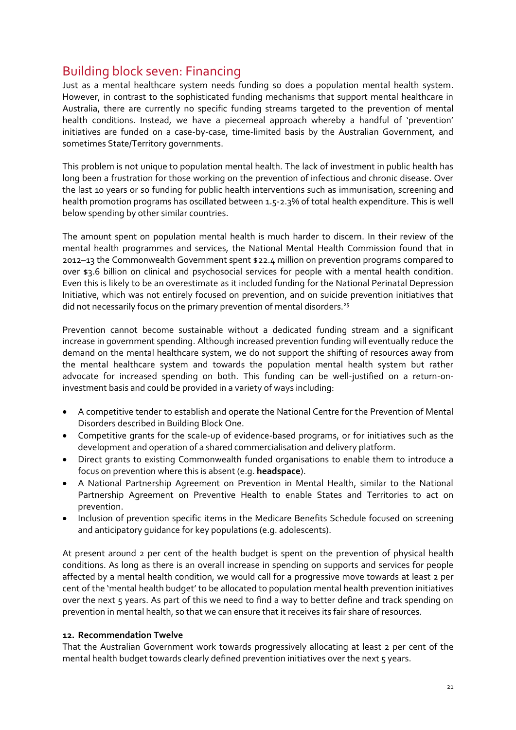## Building block seven: Financing

Just as a mental healthcare system needs funding so does a population mental health system. However, in contrast to the sophisticated funding mechanisms that support mental healthcare in Australia, there are currently no specific funding streams targeted to the prevention of mental health conditions. Instead, we have a piecemeal approach whereby a handful of 'prevention' initiatives are funded on a case-by-case, time-limited basis by the Australian Government, and sometimes State/Territory governments.

This problem is not unique to population mental health. The lack of investment in public health has long been a frustration for those working on the prevention of infectious and chronic disease. Over the last 10 years or so funding for public health interventions such as immunisation, screening and health promotion programs has oscillated between 1.5-2.3% of total health expenditure. This is well below spending by other similar countries.

The amount spent on population mental health is much harder to discern. In their review of the mental health programmes and services, the National Mental Health Commission found that in 2012–13 the Commonwealth Government spent $22.4 million on prevention programs compared to over $3.6 billion on clinical and psychosocial services for people with a mental health condition. Even this is likely to be an overestimate as it included funding for the National Perinatal Depression Initiative, which was not entirely focused on prevention, and on suicide prevention initiatives that did not necessarily focus on the primary prevention of mental disorders.[25]

Prevention cannot become sustainable without a dedicated funding stream and a significant increase in government spending. Although increased prevention funding will eventually reduce the demand on the mental healthcare system, we do not support the shifting of resources away from the mental healthcare system and towards the population mental health system but rather advocate for increased spending on both. This funding can be well-justified on a return-on-investment basis and could be provided in a variety of ways including:

- A competitive tender to establish and operate the National Centre for the Prevention of Mental Disorders described in Building Block One.
- Competitive grants for the scale-up of evidence-based programs, or for initiatives such as the development and operation of a shared commercialisation and delivery platform.
- Direct grants to existing Commonwealth funded organisations to enable them to introduce a focus on prevention where this is absent (e.g. **headspace**).
- A National Partnership Agreement on Prevention in Mental Health, similar to the National Partnership Agreement on Preventive Health to enable States and Territories to act on prevention.
- Inclusion of prevention specific items in the Medicare Benefits Schedule focused on screening and anticipatory guidance for key populations (e.g. adolescents).

At present around 2 per cent of the health budget is spent on the prevention of physical health conditions. As long as there is an overall increase in spending on supports and services for people affected by a mental health condition, we would call for a progressive move towards at least 2 per cent of the 'mental health budget' to be allocated to population mental health prevention initiatives over the next 5 years. As part of this we need to find a way to better define and track spending on prevention in mental health, so that we can ensure that it receives its fair share of resources.

**12. Recommendation Twelve**

That the Australian Government work towards progressively allocating at least 2 per cent of the mental health budget towards clearly defined prevention initiatives over the next 5 years.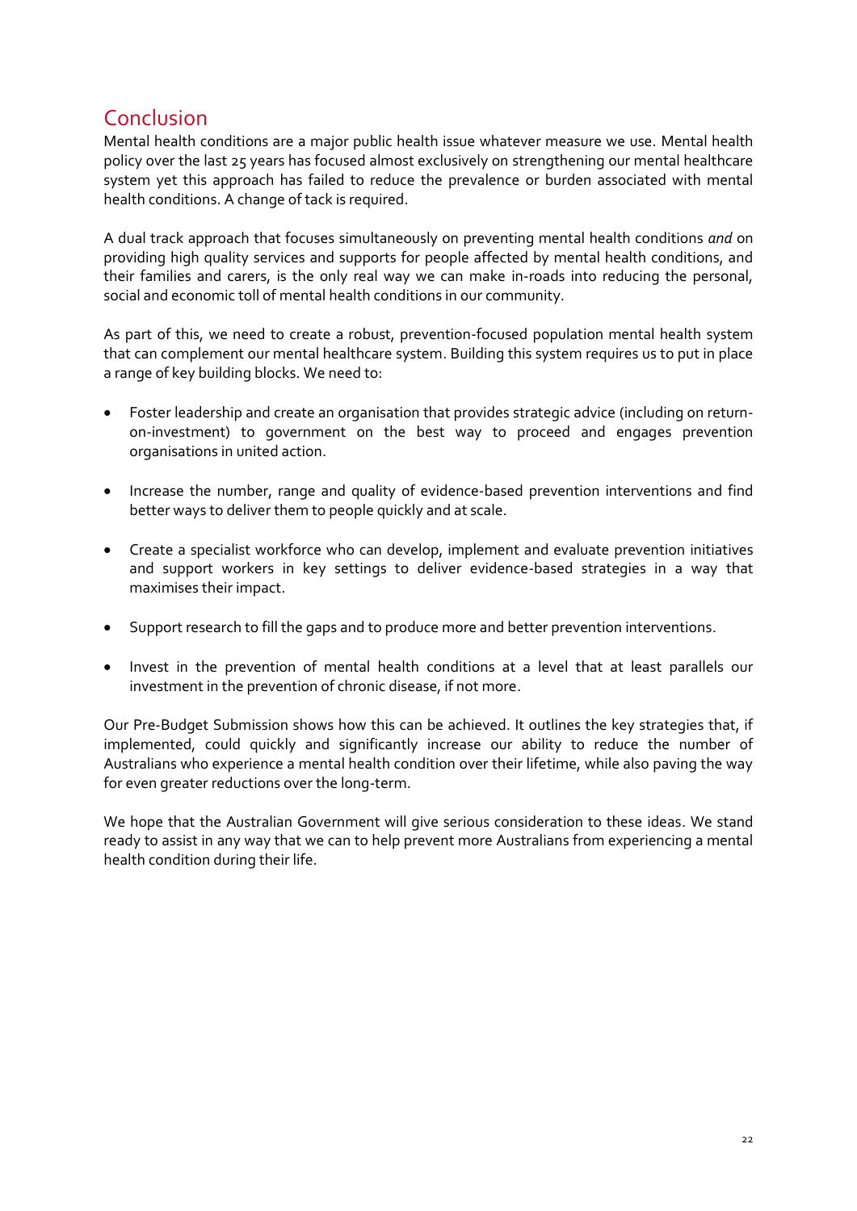## Conclusion

Mental health conditions are a major public health issue whatever measure we use. Mental health policy over the last 25 years has focused almost exclusively on strengthening our mental healthcare system yet this approach has failed to reduce the prevalence or burden associated with mental health conditions. A change of tack is required.

A dual track approach that focuses simultaneously on preventing mental health conditions *and* on providing high quality services and supports for people affected by mental health conditions, and their families and carers, is the only real way we can make in-roads into reducing the personal, social and economic toll of mental health conditions in our community.

As part of this, we need to create a robust, prevention-focused population mental health system that can complement our mental healthcare system. Building this system requires us to put in place a range of key building blocks. We need to:

- Foster leadership and create an organisation that provides strategic advice (including on return-on-investment) to government on the best way to proceed and engages prevention organisations in united action.
- Increase the number, range and quality of evidence-based prevention interventions and find better ways to deliver them to people quickly and at scale.
- Create a specialist workforce who can develop, implement and evaluate prevention initiatives and support workers in key settings to deliver evidence-based strategies in a way that maximises their impact.
- Support research to fill the gaps and to produce more and better prevention interventions.
- Invest in the prevention of mental health conditions at a level that at least parallels our investment in the prevention of chronic disease, if not more.

Our Pre-Budget Submission shows how this can be achieved. It outlines the key strategies that, if implemented, could quickly and significantly increase our ability to reduce the number of Australians who experience a mental health condition over their lifetime, while also paving the way for even greater reductions over the long-term.

We hope that the Australian Government will give serious consideration to these ideas. We stand ready to assist in any way that we can to help prevent more Australians from experiencing a mental health condition during their life.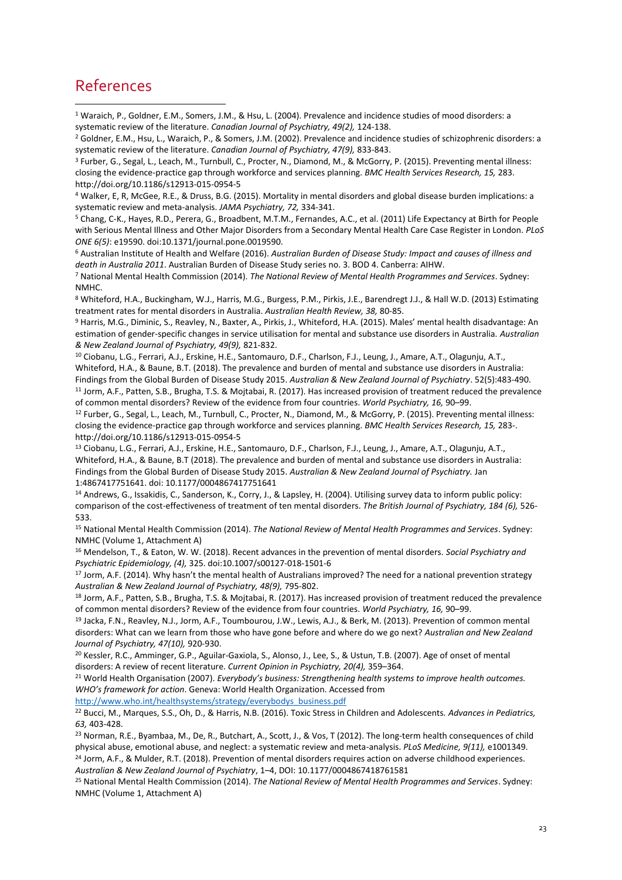## References

[1] Waraich, P., Goldner, E.M., Somers, J.M., & Hsu, L. (2004). Prevalence and incidence studies of mood disorders: a systematic review of the literature. *Canadian Journal of Psychiatry, 49(2),* 124-138.

[2] Goldner, E.M., Hsu, L., Waraich, P., & Somers, J.M. (2002). Prevalence and incidence studies of schizophrenic disorders: a systematic review of the literature. *Canadian Journal of Psychiatry, 47(9),* 833-843.

[3] Furber, G., Segal, L., Leach, M., Turnbull, C., Procter, N., Diamond, M., & McGorry, P. (2015). Preventing mental illness: closing the evidence-practice gap through workforce and services planning. *BMC Health Services Research, 15,* 283. http://doi.org/10.1186/s12913-015-0954-5

[4] Walker, E, R, McGee, R.E., & Druss, B.G. (2015). Mortality in mental disorders and global disease burden implications: a systematic review and meta-analysis. *JAMA Psychiatry, 72,* 334-341.

[5] Chang, C-K., Hayes, R.D., Perera, G., Broadbent, M.T.M., Fernandes, A.C., et al. (2011) Life Expectancy at Birth for People with Serious Mental Illness and Other Major Disorders from a Secondary Mental Health Care Case Register in London. *PLoS ONE 6(5)*: e19590. doi:10.1371/journal.pone.0019590.

[6] Australian Institute of Health and Welfare (2016). *Australian Burden of Disease Study: Impact and causes of illness and death in Australia 2011*. Australian Burden of Disease Study series no. 3. BOD 4. Canberra: AIHW.

[7] National Mental Health Commission (2014). *The National Review of Mental Health Programmes and Services*. Sydney: NMHC.

[8] Whiteford, H.A., Buckingham, W.J., Harris, M.G., Burgess, P.M., Pirkis, J.E., Barendregt J.J., & Hall W.D. (2013) Estimating treatment rates for mental disorders in Australia. *Australian Health Review, 38,* 80-85.

[9] Harris, M.G., Diminic, S., Reavley, N., Baxter, A., Pirkis, J., Whiteford, H.A. (2015). Males' mental health disadvantage: An estimation of gender-specific changes in service utilisation for mental and substance use disorders in Australia. *Australian & New Zealand Journal of Psychiatry, 49(9),* 821-832.

[10] Ciobanu, L.G., Ferrari, A.J., Erskine, H.E., Santomauro, D.F., Charlson, F.J., Leung, J., Amare, A.T., Olagunju, A.T., Whiteford, H.A., & Baune, B.T. (2018). The prevalence and burden of mental and substance use disorders in Australia: Findings from the Global Burden of Disease Study 2015. *Australian & New Zealand Journal of Psychiatry*. 52(5):483-490.

[11] Jorm, A.F., Patten, S.B., Brugha, T.S. & Mojtabai, R. (2017). Has increased provision of treatment reduced the prevalence of common mental disorders? Review of the evidence from four countries. *World Psychiatry, 16,* 90–99.

[12] Furber, G., Segal, L., Leach, M., Turnbull, C., Procter, N., Diamond, M., & McGorry, P. (2015). Preventing mental illness: closing the evidence-practice gap through workforce and services planning. *BMC Health Services Research, 15,* 283-. http://doi.org/10.1186/s12913-015-0954-5

[13] Ciobanu, L.G., Ferrari, A.J., Erskine, H.E., Santomauro, D.F., Charlson, F.J., Leung, J., Amare, A.T., Olagunju, A.T., Whiteford, H.A., & Baune, B.T (2018). The prevalence and burden of mental and substance use disorders in Australia: Findings from the Global Burden of Disease Study 2015. *Australian & New Zealand Journal of Psychiatry.* Jan 1:4867417751641. doi: 10.1177/0004867417751641

[14] Andrews, G., Issakidis, C., Sanderson, K., Corry, J., & Lapsley, H. (2004). Utilising survey data to inform public policy: comparison of the cost-effectiveness of treatment of ten mental disorders. *The British Journal of Psychiatry, 184 (6),* 526-533.

[15] National Mental Health Commission (2014). *The National Review of Mental Health Programmes and Services*. Sydney: NMHC (Volume 1, Attachment A)

[16] Mendelson, T., & Eaton, W. W. (2018). Recent advances in the prevention of mental disorders. *Social Psychiatry and Psychiatric Epidemiology, (4),* 325. doi:10.1007/s00127-018-1501-6

[17] Jorm, A.F. (2014). Why hasn't the mental health of Australians improved? The need for a national prevention strategy *Australian & New Zealand Journal of Psychiatry, 48(9),* 795-802.

[18] Jorm, A.F., Patten, S.B., Brugha, T.S. & Mojtabai, R. (2017). Has increased provision of treatment reduced the prevalence of common mental disorders? Review of the evidence from four countries. *World Psychiatry, 16,* 90–99.

[19] Jacka, F.N., Reavley, N.J., Jorm, A.F., Toumbourou, J.W., Lewis, A.J., & Berk, M. (2013). Prevention of common mental disorders: What can we learn from those who have gone before and where do we go next? *Australian and New Zealand Journal of Psychiatry, 47(10),* 920-930.

[20] Kessler, R.C., Amminger, G.P., Aguilar-Gaxiola, S., Alonso, J., Lee, S., & Ustun, T.B. (2007). Age of onset of mental disorders: A review of recent literature. *Current Opinion in Psychiatry, 20(4),* 359–364.

[21] World Health Organisation (2007). *Everybody's business: Strengthening health systems to improve health outcomes. WHO's framework for action*. Geneva: World Health Organization. Accessed from http://www.who.int/healthsystems/strategy/everybodys_business.pdf

[22] Bucci, M., Marques, S.S., Oh, D., & Harris, N.B. (2016). Toxic Stress in Children and Adolescents. *Advances in Pediatrics, 63,* 403-428.

[23] Norman, R.E., Byambaa, M., De, R., Butchart, A., Scott, J., & Vos, T (2012). The long-term health consequences of child physical abuse, emotional abuse, and neglect: a systematic review and meta-analysis. *PLoS Medicine, 9(11),* e1001349.

[24] Jorm, A.F., & Mulder, R.T. (2018). Prevention of mental disorders requires action on adverse childhood experiences. *Australian & New Zealand Journal of Psychiatry*, 1–4, DOI: 10.1177/0004867418761581

[25] National Mental Health Commission (2014). *The National Review of Mental Health Programmes and Services*. Sydney: NMHC (Volume 1, Attachment A)